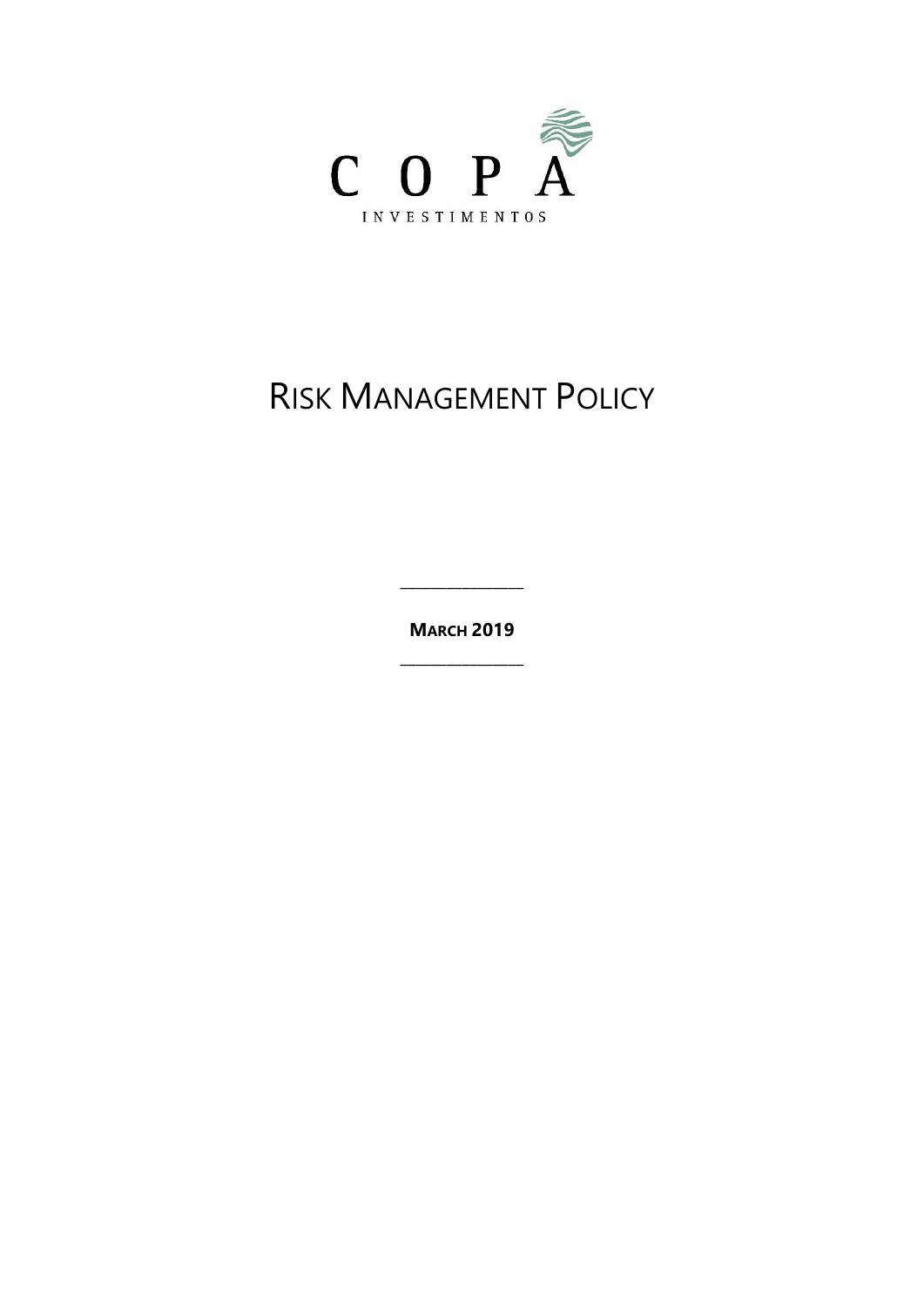COPA

INVESTIMENTOS

# RISK MANAGEMENT POLICY

---

**MARCH 2019**

---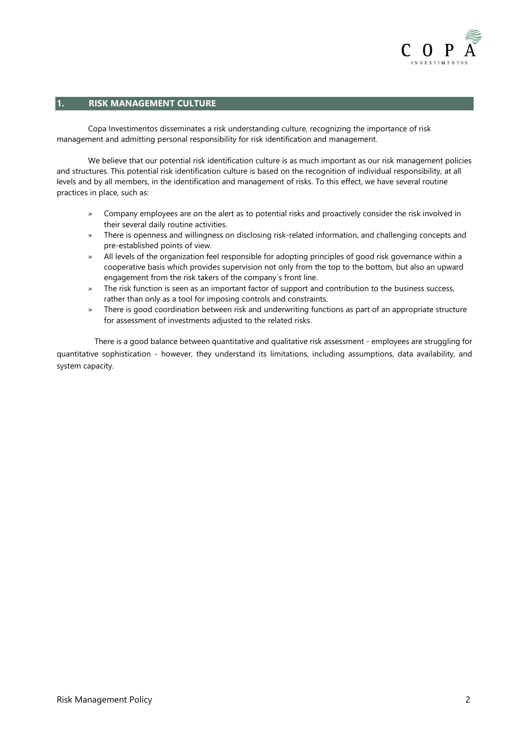## 1. RISK MANAGEMENT CULTURE

Copa Investimentos disseminates a risk understanding culture, recognizing the importance of risk management and admitting personal responsibility for risk identification and management.

We believe that our potential risk identification culture is as much important as our risk management policies and structures. This potential risk identification culture is based on the recognition of individual responsibility, at all levels and by all members, in the identification and management of risks. To this effect, we have several routine practices in place, such as:

- Company employees are on the alert as to potential risks and proactively consider the risk involved in their several daily routine activities.
- There is openness and willingness on disclosing risk-related information, and challenging concepts and pre-established points of view.
- All levels of the organization feel responsible for adopting principles of good risk governance within a cooperative basis which provides supervision not only from the top to the bottom, but also an upward engagement from the risk takers of the company´s front line.
- The risk function is seen as an important factor of support and contribution to the business success, rather than only as a tool for imposing controls and constraints.
- There is good coordination between risk and underwriting functions as part of an appropriate structure for assessment of investments adjusted to the related risks.

There is a good balance between quantitative and qualitative risk assessment - employees are struggling for quantitative sophistication - however, they understand its limitations, including assumptions, data availability, and system capacity.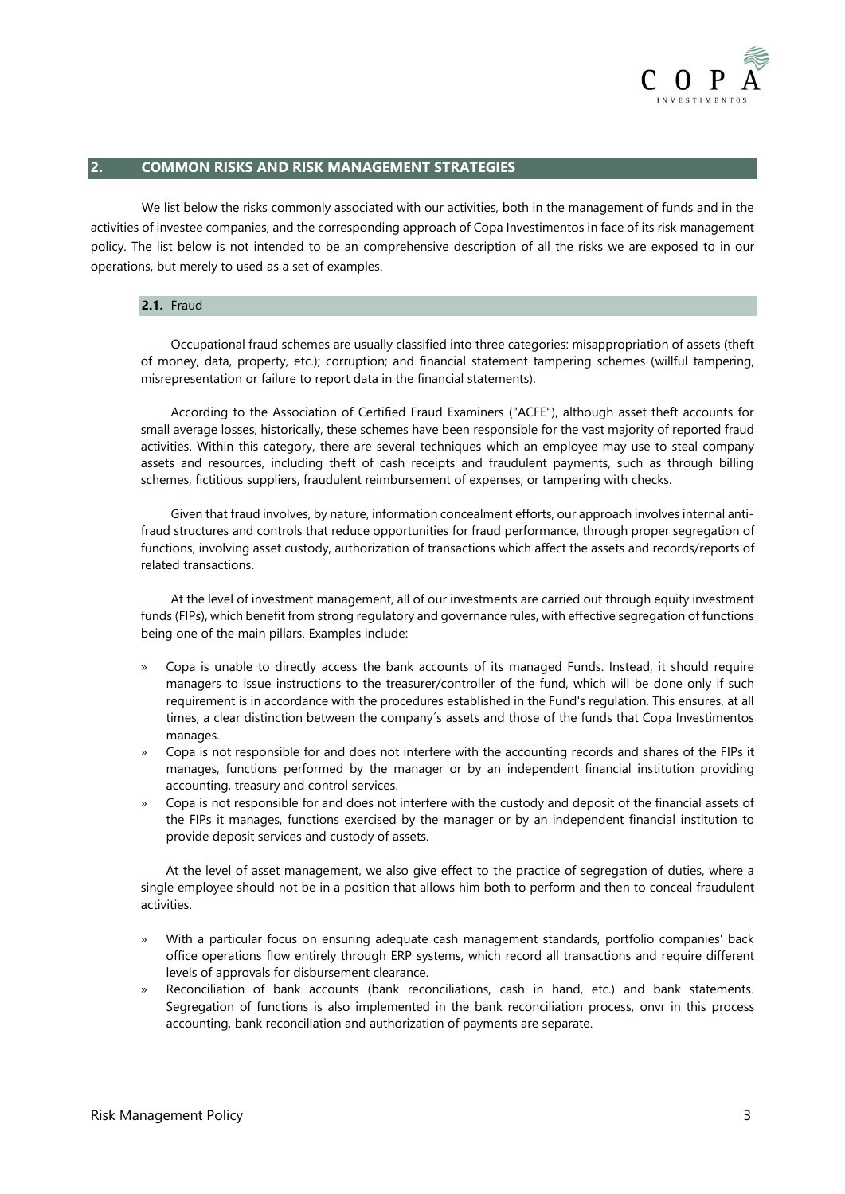## 2. COMMON RISKS AND RISK MANAGEMENT STRATEGIES

We list below the risks commonly associated with our activities, both in the management of funds and in the activities of investee companies, and the corresponding approach of Copa Investimentos in face of its risk management policy. The list below is not intended to be an comprehensive description of all the risks we are exposed to in our operations, but merely to used as a set of examples.

### 2.1. Fraud

Occupational fraud schemes are usually classified into three categories: misappropriation of assets (theft of money, data, property, etc.); corruption; and financial statement tampering schemes (willful tampering, misrepresentation or failure to report data in the financial statements).

According to the Association of Certified Fraud Examiners ("ACFE"), although asset theft accounts for small average losses, historically, these schemes have been responsible for the vast majority of reported fraud activities. Within this category, there are several techniques which an employee may use to steal company assets and resources, including theft of cash receipts and fraudulent payments, such as through billing schemes, fictitious suppliers, fraudulent reimbursement of expenses, or tampering with checks.

Given that fraud involves, by nature, information concealment efforts, our approach involves internal anti-fraud structures and controls that reduce opportunities for fraud performance, through proper segregation of functions, involving asset custody, authorization of transactions which affect the assets and records/reports of related transactions.

At the level of investment management, all of our investments are carried out through equity investment funds (FIPs), which benefit from strong regulatory and governance rules, with effective segregation of functions being one of the main pillars. Examples include:

- Copa is unable to directly access the bank accounts of its managed Funds. Instead, it should require managers to issue instructions to the treasurer/controller of the fund, which will be done only if such requirement is in accordance with the procedures established in the Fund's regulation. This ensures, at all times, a clear distinction between the company´s assets and those of the funds that Copa Investimentos manages.
- Copa is not responsible for and does not interfere with the accounting records and shares of the FIPs it manages, functions performed by the manager or by an independent financial institution providing accounting, treasury and control services.
- Copa is not responsible for and does not interfere with the custody and deposit of the financial assets of the FIPs it manages, functions exercised by the manager or by an independent financial institution to provide deposit services and custody of assets.

At the level of asset management, we also give effect to the practice of segregation of duties, where a single employee should not be in a position that allows him both to perform and then to conceal fraudulent activities.

- With a particular focus on ensuring adequate cash management standards, portfolio companies' back office operations flow entirely through ERP systems, which record all transactions and require different levels of approvals for disbursement clearance.
- Reconciliation of bank accounts (bank reconciliations, cash in hand, etc.) and bank statements. Segregation of functions is also implemented in the bank reconciliation process, onvr in this process accounting, bank reconciliation and authorization of payments are separate.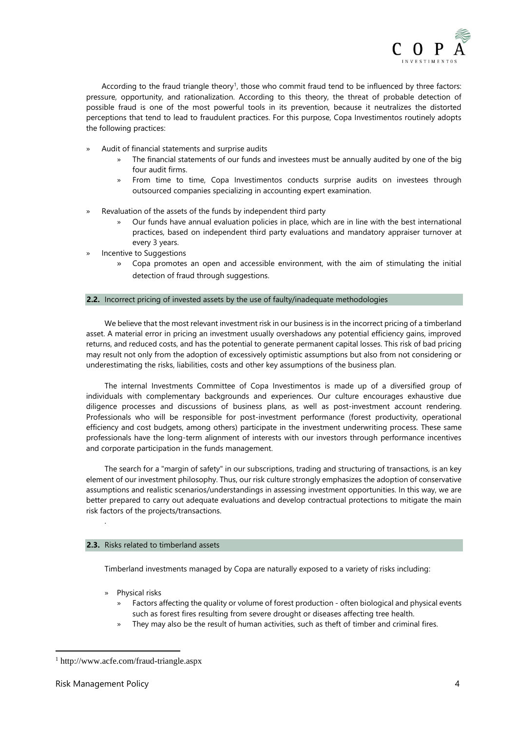According to the fraud triangle theory[1], those who commit fraud tend to be influenced by three factors: pressure, opportunity, and rationalization. According to this theory, the threat of probable detection of possible fraud is one of the most powerful tools in its prevention, because it neutralizes the distorted perceptions that tend to lead to fraudulent practices. For this purpose, Copa Investimentos routinely adopts the following practices:

- Audit of financial statements and surprise audits
  - The financial statements of our funds and investees must be annually audited by one of the big four audit firms.
  - From time to time, Copa Investimentos conducts surprise audits on investees through outsourced companies specializing in accounting expert examination.
- Revaluation of the assets of the funds by independent third party
  - Our funds have annual evaluation policies in place, which are in line with the best international practices, based on independent third party evaluations and mandatory appraiser turnover at every 3 years.
- Incentive to Suggestions
  - Copa promotes an open and accessible environment, with the aim of stimulating the initial detection of fraud through suggestions.

### 2.2. Incorrect pricing of invested assets by the use of faulty/inadequate methodologies

We believe that the most relevant investment risk in our business is in the incorrect pricing of a timberland asset. A material error in pricing an investment usually overshadows any potential efficiency gains, improved returns, and reduced costs, and has the potential to generate permanent capital losses. This risk of bad pricing may result not only from the adoption of excessively optimistic assumptions but also from not considering or underestimating the risks, liabilities, costs and other key assumptions of the business plan.

The internal Investments Committee of Copa Investimentos is made up of a diversified group of individuals with complementary backgrounds and experiences. Our culture encourages exhaustive due diligence processes and discussions of business plans, as well as post-investment account rendering. Professionals who will be responsible for post-investment performance (forest productivity, operational efficiency and cost budgets, among others) participate in the investment underwriting process. These same professionals have the long-term alignment of interests with our investors through performance incentives and corporate participation in the funds management.

The search for a "margin of safety" in our subscriptions, trading and structuring of transactions, is an key element of our investment philosophy. Thus, our risk culture strongly emphasizes the adoption of conservative assumptions and realistic scenarios/understandings in assessing investment opportunities. In this way, we are better prepared to carry out adequate evaluations and develop contractual protections to mitigate the main risk factors of the projects/transactions.

.

### 2.3. Risks related to timberland assets

Timberland investments managed by Copa are naturally exposed to a variety of risks including:

- Physical risks
  - Factors affecting the quality or volume of forest production - often biological and physical events such as forest fires resulting from severe drought or diseases affecting tree health.
  - They may also be the result of human activities, such as theft of timber and criminal fires.

[1] http://www.acfe.com/fraud-triangle.aspx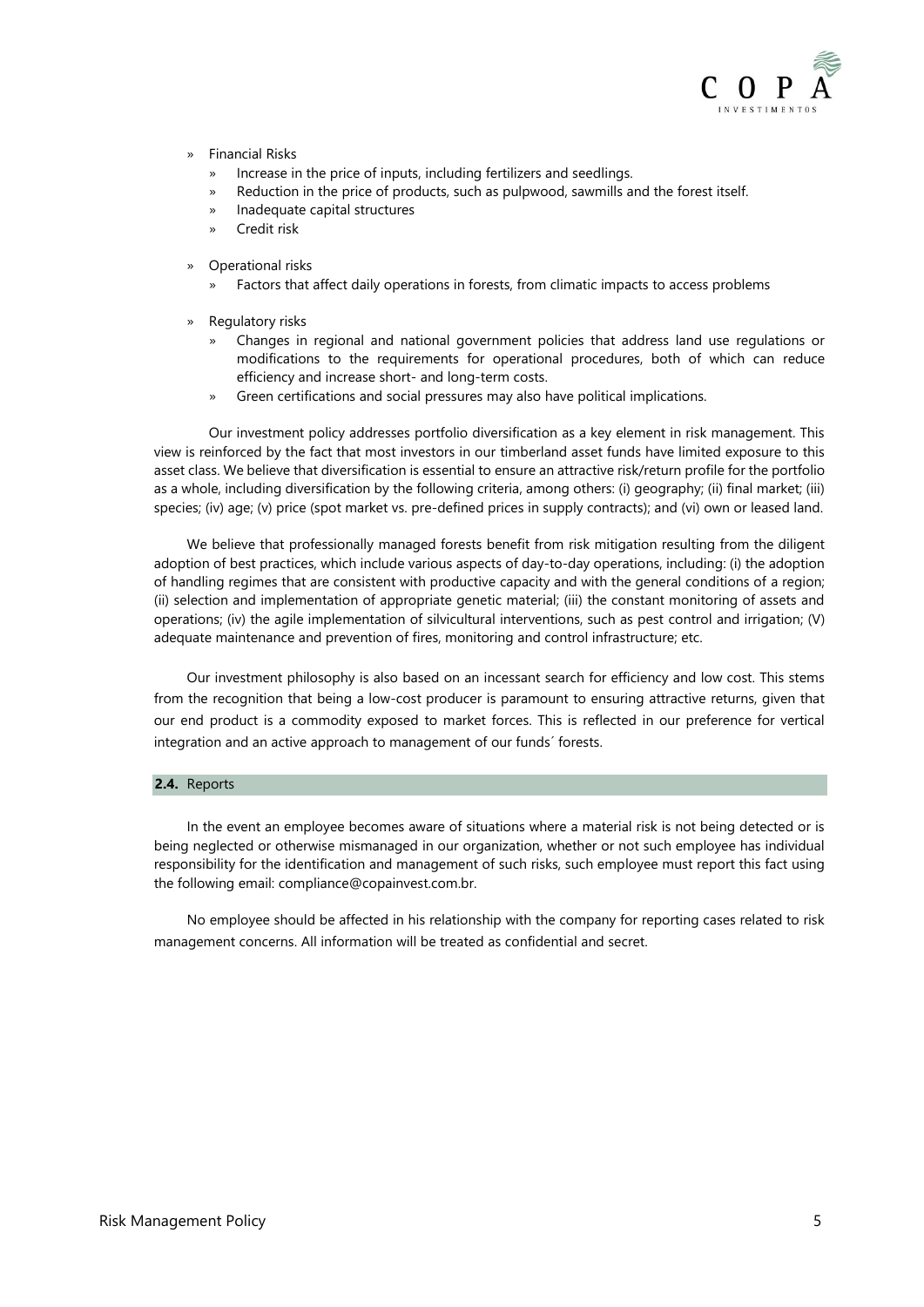- Financial Risks
  - Increase in the price of inputs, including fertilizers and seedlings.
  - Reduction in the price of products, such as pulpwood, sawmills and the forest itself.
  - Inadequate capital structures
  - Credit risk
- Operational risks
  - Factors that affect daily operations in forests, from climatic impacts to access problems
- Regulatory risks
  - Changes in regional and national government policies that address land use regulations or modifications to the requirements for operational procedures, both of which can reduce efficiency and increase short- and long-term costs.
  - Green certifications and social pressures may also have political implications.

Our investment policy addresses portfolio diversification as a key element in risk management. This view is reinforced by the fact that most investors in our timberland asset funds have limited exposure to this asset class. We believe that diversification is essential to ensure an attractive risk/return profile for the portfolio as a whole, including diversification by the following criteria, among others: (i) geography; (ii) final market; (iii) species; (iv) age; (v) price (spot market vs. pre-defined prices in supply contracts); and (vi) own or leased land.

We believe that professionally managed forests benefit from risk mitigation resulting from the diligent adoption of best practices, which include various aspects of day-to-day operations, including: (i) the adoption of handling regimes that are consistent with productive capacity and with the general conditions of a region; (ii) selection and implementation of appropriate genetic material; (iii) the constant monitoring of assets and operations; (iv) the agile implementation of silvicultural interventions, such as pest control and irrigation; (V) adequate maintenance and prevention of fires, monitoring and control infrastructure; etc.

Our investment philosophy is also based on an incessant search for efficiency and low cost. This stems from the recognition that being a low-cost producer is paramount to ensuring attractive returns, given that our end product is a commodity exposed to market forces. This is reflected in our preference for vertical integration and an active approach to management of our funds´ forests.

## 2.4. Reports

In the event an employee becomes aware of situations where a material risk is not being detected or is being neglected or otherwise mismanaged in our organization, whether or not such employee has individual responsibility for the identification and management of such risks, such employee must report this fact using the following email: compliance@copainvest.com.br.

No employee should be affected in his relationship with the company for reporting cases related to risk management concerns. All information will be treated as confidential and secret.